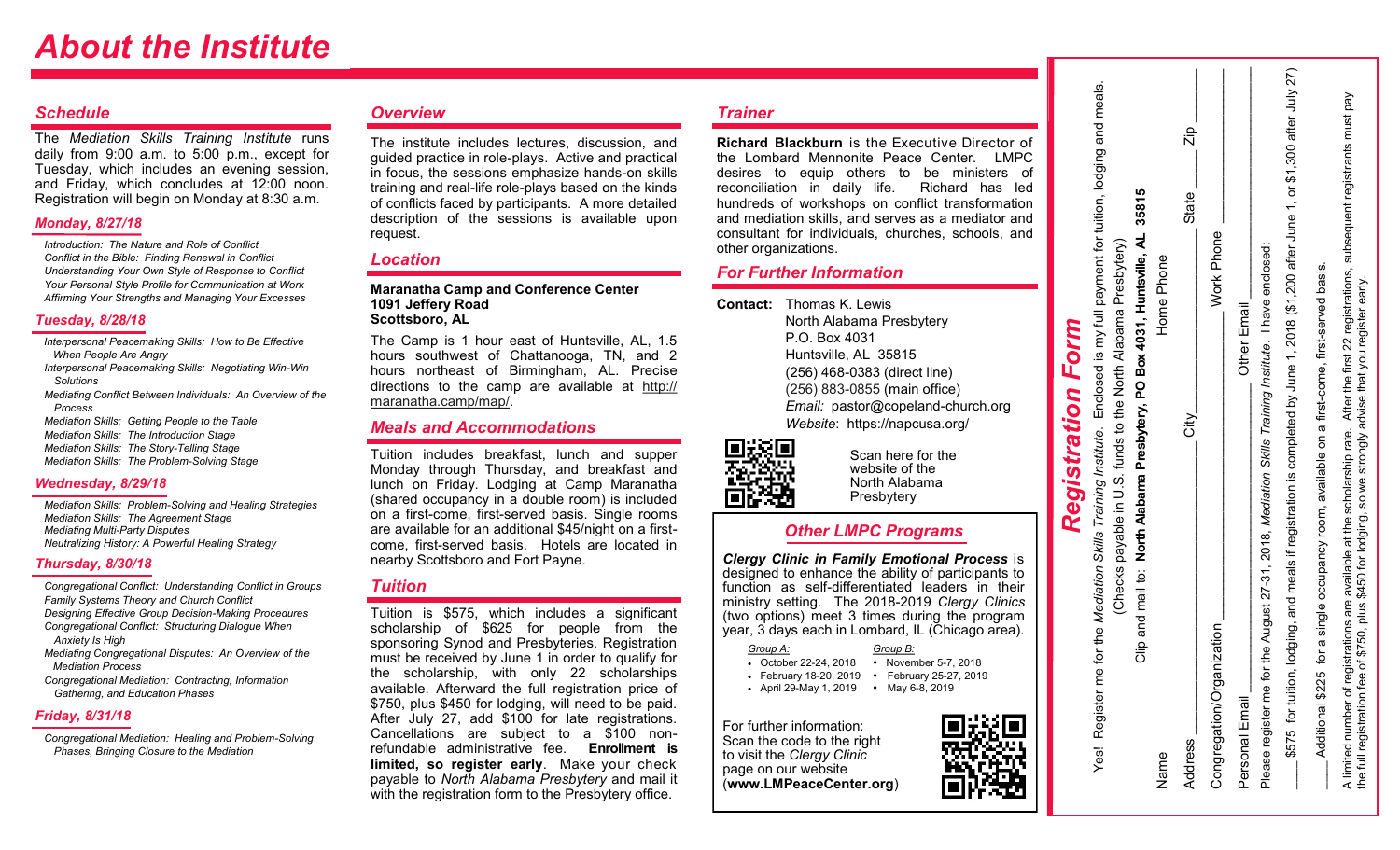# About the Institute

## Schedule

The *Mediation Skills Training Institute* runs daily from 9:00 a.m. to 5:00 p.m., except for Tuesday, which includes an evening session, and Friday, which concludes at 12:00 noon. Registration will begin on Monday at 8:30 a.m.

### Monday, 8/27/18

*Introduction: The Nature and Role of Conflict*
*Conflict in the Bible: Finding Renewal in Conflict*
*Understanding Your Own Style of Response to Conflict*
*Your Personal Style Profile for Communication at Work*
*Affirming Your Strengths and Managing Your Excesses*

### Tuesday, 8/28/18

*Interpersonal Peacemaking Skills: How to Be Effective When People Are Angry*
*Interpersonal Peacemaking Skills: Negotiating Win-Win Solutions*
*Mediating Conflict Between Individuals: An Overview of the Process*
*Mediation Skills: Getting People to the Table*
*Mediation Skills: The Introduction Stage*
*Mediation Skills: The Story-Telling Stage*
*Mediation Skills: The Problem-Solving Stage*

### Wednesday, 8/29/18

*Mediation Skills: Problem-Solving and Healing Strategies*
*Mediation Skills: The Agreement Stage*
*Mediating Multi-Party Disputes*
*Neutralizing History: A Powerful Healing Strategy*

### Thursday, 8/30/18

*Congregational Conflict: Understanding Conflict in Groups*
*Family Systems Theory and Church Conflict*
*Designing Effective Group Decision-Making Procedures*
*Congregational Conflict: Structuring Dialogue When Anxiety Is High*
*Mediating Congregational Disputes: An Overview of the Mediation Process*
*Congregational Mediation: Contracting, Information Gathering, and Education Phases*

### Friday, 8/31/18

*Congregational Mediation: Healing and Problem-Solving Phases, Bringing Closure to the Mediation*

## Overview

The institute includes lectures, discussion, and guided practice in role-plays. Active and practical in focus, the sessions emphasize hands-on skills training and real-life role-plays based on the kinds of conflicts faced by participants. A more detailed description of the sessions is available upon request.

## Location

**Maranatha Camp and Conference Center**
**1091 Jeffery Road**
**Scottsboro, AL**

The Camp is 1 hour east of Huntsville, AL, 1.5 hours southwest of Chattanooga, TN, and 2 hours northeast of Birmingham, AL. Precise directions to the camp are available at http://maranatha.camp/map/.

## Meals and Accommodations

Tuition includes breakfast, lunch and supper Monday through Thursday, and breakfast and lunch on Friday. Lodging at Camp Maranatha (shared occupancy in a double room) is included on a first-come, first-served basis. Single rooms are available for an additional $45/night on a first-come, first-served basis. Hotels are located in nearby Scottsboro and Fort Payne.

## Tuition

Tuition is $575, which includes a significant scholarship of $625 for people from the sponsoring Synod and Presbyteries. Registration must be received by June 1 in order to qualify for the scholarship, with only 22 scholarships available. Afterward the full registration price of $750, plus $450 for lodging, will need to be paid. After July 27, add $100 for late registrations. Cancellations are subject to a $100 non-refundable administrative fee. **Enrollment is limited, so register early**. Make your check payable to *North Alabama Presbytery* and mail it with the registration form to the Presbytery office.

## Trainer

**Richard Blackburn** is the Executive Director of the Lombard Mennonite Peace Center. LMPC desires to equip others to be ministers of reconciliation in daily life. Richard has led hundreds of workshops on conflict transformation and mediation skills, and serves as a mediator and consultant for individuals, churches, schools, and other organizations.

## For Further Information

**Contact:** Thomas K. Lewis
North Alabama Presbytery
P.O. Box 4031
Huntsville, AL 35815
(256) 468-0383 (direct line)
(256) 883-0855 (main office)
*Email:* pastor@copeland-church.org
*Website*: https://napcusa.org/

Scan here for the website of the North Alabama Presbytery

## Other LMPC Programs

***Clergy Clinic in Family Emotional Process*** is designed to enhance the ability of participants to function as self-differentiated leaders in their ministry setting. The 2018-2019 *Clergy Clinics* (two options) meet 3 times during the program year, 3 days each in Lombard, IL (Chicago area).

*Group A:*
- October 22-24, 2018
- February 18-20, 2019
- April 29-May 1, 2019

*Group B:*
- November 5-7, 2018
- February 25-27, 2019
- May 6-8, 2019

For further information: Scan the code to the right to visit the *Clergy Clinic* page on our website (**www.LMPeaceCenter.org**)

## Registration Form

Yes! Register me for the *Mediation Skills Training Institute*. Enclosed is my full payment for tuition, lodging and meals. (Checks payable in U.S. funds to the North Alabama Presbytery)

Clip and mail to: **North Alabama Presbytery, PO Box 4031, Huntsville, AL 35815**

Name ____________________ Home Phone ____________________

Address ____________________ City ____________ State ______ Zip ______

Congregation/Organization ____________________ Work Phone ____________________

Personal Email ____________________ Other Email ____________________

Please register me for the August 27-31, 2018, *Mediation Skills Training Institute*. I have enclosed:

____ $575 for tuition, lodging, and meals if registration is completed by June 1, 2018 ($1,200 after June 1, or $1,300 after July 27)

____ Additional $225 for a single occupancy room, available on a first-come, first-served basis.

A limited number of registrations are available at the scholarship rate. After the first 22 registrations, subsequent registrants must pay the full registration fee of $750, plus $450 for lodging, so we strongly advise that you register early.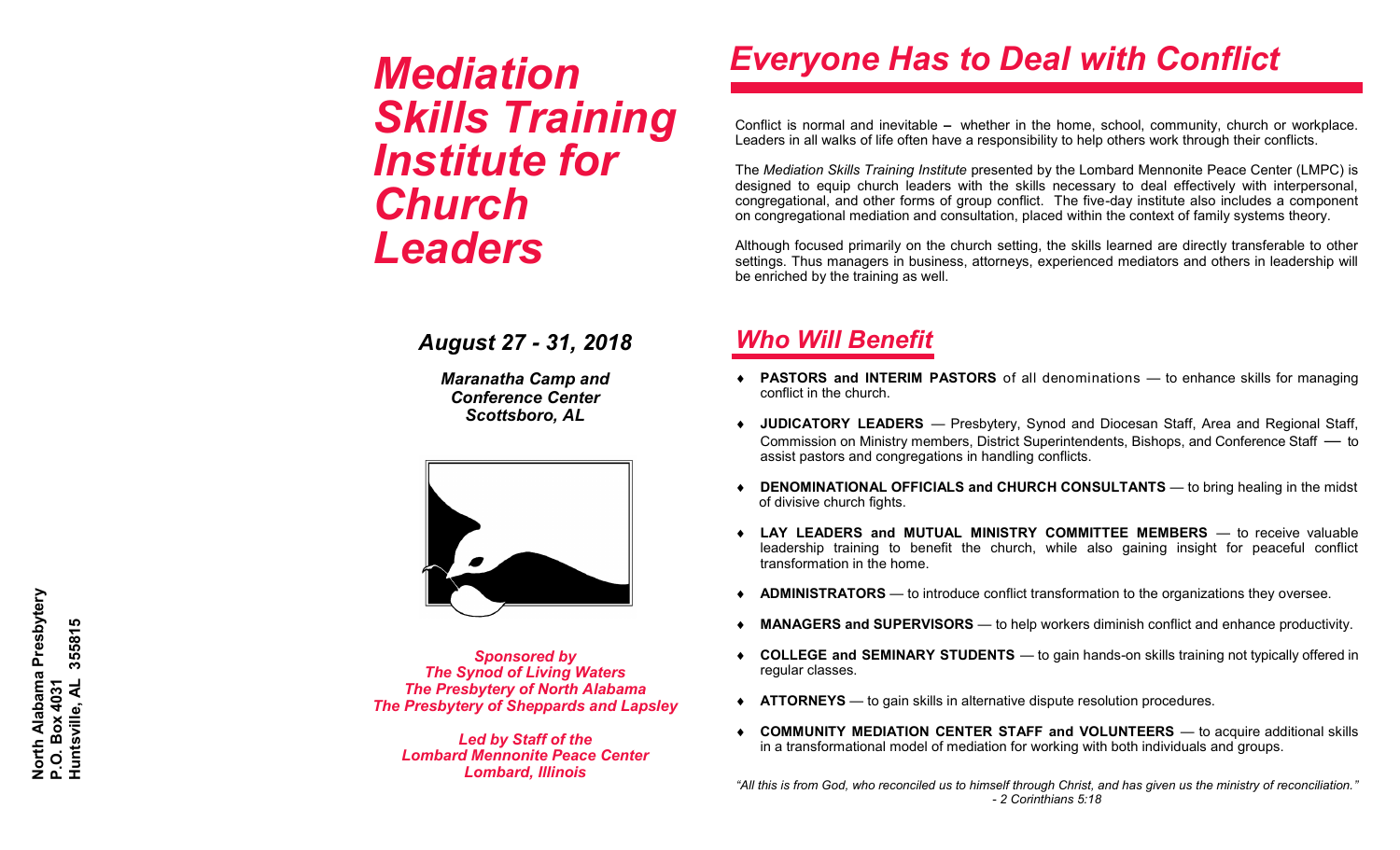North Alabama Presbytery
P.O. Box 4031
Huntsville, AL 355815

# *Mediation Skills Training Institute for Church Leaders*

***August 27 - 31, 2018***

***Maranatha Camp and Conference Center***
***Scottsboro, AL***

***Sponsored by***
***The Synod of Living Waters***
***The Presbytery of North Alabama***
***The Presbytery of Sheppards and Lapsley***

***Led by Staff of the***
***Lombard Mennonite Peace Center***
***Lombard, Illinois***

# *Everyone Has to Deal with Conflict*

Conflict is normal and inevitable – whether in the home, school, community, church or workplace. Leaders in all walks of life often have a responsibility to help others work through their conflicts.

The *Mediation Skills Training Institute* presented by the Lombard Mennonite Peace Center (LMPC) is designed to equip church leaders with the skills necessary to deal effectively with interpersonal, congregational, and other forms of group conflict. The five-day institute also includes a component on congregational mediation and consultation, placed within the context of family systems theory.

Although focused primarily on the church setting, the skills learned are directly transferable to other settings. Thus managers in business, attorneys, experienced mediators and others in leadership will be enriched by the training as well.

## *Who Will Benefit*

- **PASTORS and INTERIM PASTORS** of all denominations — to enhance skills for managing conflict in the church.
- **JUDICATORY LEADERS** — Presbytery, Synod and Diocesan Staff, Area and Regional Staff, Commission on Ministry members, District Superintendents, Bishops, and Conference Staff — to assist pastors and congregations in handling conflicts.
- **DENOMINATIONAL OFFICIALS and CHURCH CONSULTANTS** — to bring healing in the midst of divisive church fights.
- **LAY LEADERS and MUTUAL MINISTRY COMMITTEE MEMBERS** — to receive valuable leadership training to benefit the church, while also gaining insight for peaceful conflict transformation in the home.
- **ADMINISTRATORS** — to introduce conflict transformation to the organizations they oversee.
- **MANAGERS and SUPERVISORS** — to help workers diminish conflict and enhance productivity.
- **COLLEGE and SEMINARY STUDENTS** — to gain hands-on skills training not typically offered in regular classes.
- **ATTORNEYS** — to gain skills in alternative dispute resolution procedures.
- **COMMUNITY MEDIATION CENTER STAFF and VOLUNTEERS** — to acquire additional skills in a transformational model of mediation for working with both individuals and groups.

*"All this is from God, who reconciled us to himself through Christ, and has given us the ministry of reconciliation."*
*- 2 Corinthians 5:18*